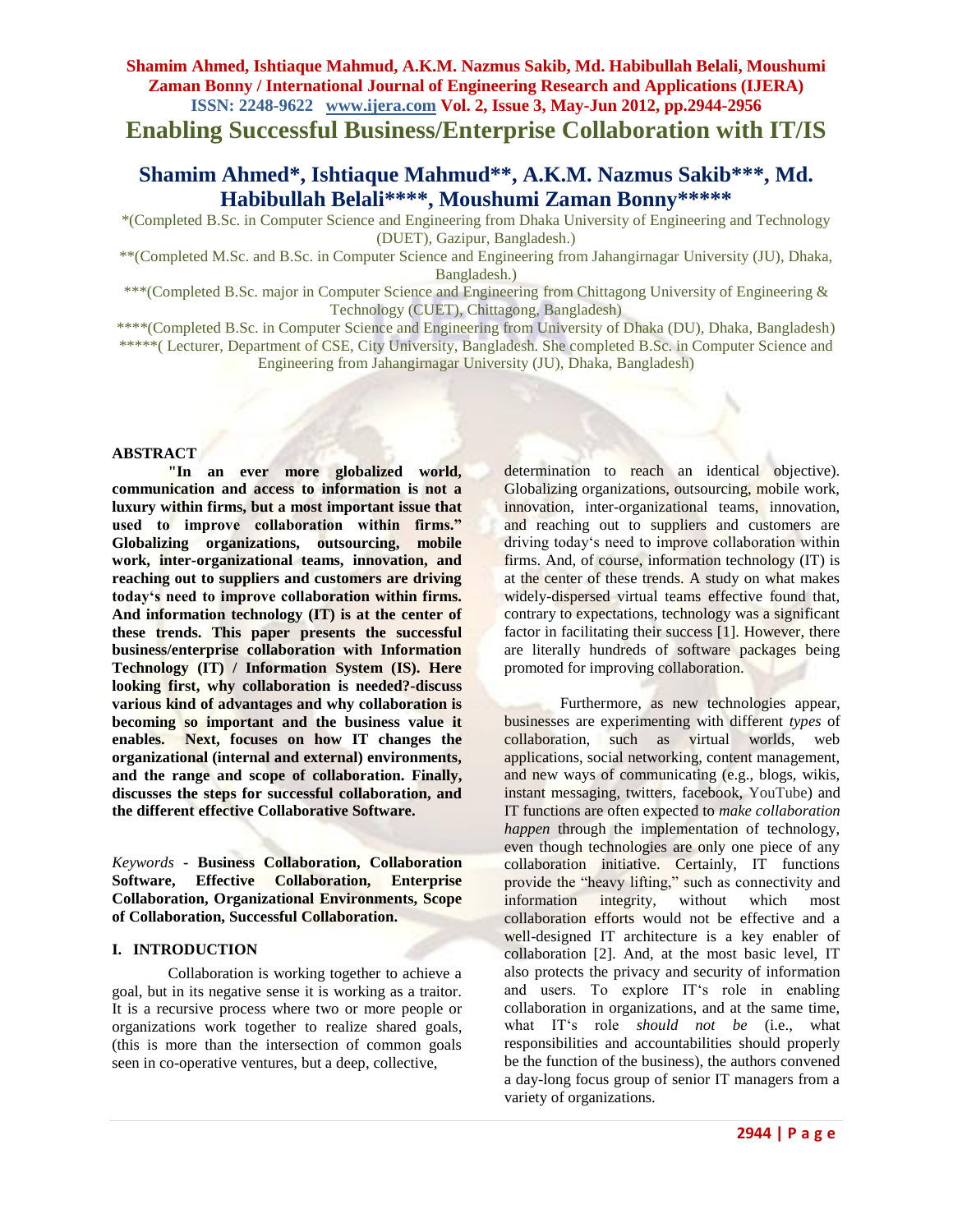# Enabling Successful Business/Enterprise Collaboration with IT/IS

## Shamim Ahmed*, Ishtiaque Mahmud**, A.K.M. Nazmus Sakib***, Md. Habibullah Belali****, Moushumi Zaman Bonny*****

*(Completed B.Sc. in Computer Science and Engineering from Dhaka University of Engineering and Technology (DUET), Gazipur, Bangladesh.)

**(Completed M.Sc. and B.Sc. in Computer Science and Engineering from Jahangirnagar University (JU), Dhaka, Bangladesh.)

***(Completed B.Sc. major in Computer Science and Engineering from Chittagong University of Engineering & Technology (CUET), Chittagong, Bangladesh)

****(Completed B.Sc. in Computer Science and Engineering from University of Dhaka (DU), Dhaka, Bangladesh)

*****( Lecturer, Department of CSE, City University, Bangladesh. She completed B.Sc. in Computer Science and Engineering from Jahangirnagar University (JU), Dhaka, Bangladesh)

### ABSTRACT

**"In an ever more globalized world, communication and access to information is not a luxury within firms, but a most important issue that used to improve collaboration within firms." Globalizing organizations, outsourcing, mobile work, inter-organizational teams, innovation, and reaching out to suppliers and customers are driving today's need to improve collaboration within firms. And information technology (IT) is at the center of these trends. This paper presents the successful business/enterprise collaboration with Information Technology (IT) / Information System (IS). Here looking first, why collaboration is needed?-discuss various kind of advantages and why collaboration is becoming so important and the business value it enables. Next, focuses on how IT changes the organizational (internal and external) environments, and the range and scope of collaboration. Finally, discusses the steps for successful collaboration, and the different effective Collaborative Software.**

*Keywords* - **Business Collaboration, Collaboration Software, Effective Collaboration, Enterprise Collaboration, Organizational Environments, Scope of Collaboration, Successful Collaboration.**

### I. INTRODUCTION

Collaboration is working together to achieve a goal, but in its negative sense it is working as a traitor. It is a recursive process where two or more people or organizations work together to realize shared goals, (this is more than the intersection of common goals seen in co-operative ventures, but a deep, collective, determination to reach an identical objective). Globalizing organizations, outsourcing, mobile work, innovation, inter-organizational teams, innovation, and reaching out to suppliers and customers are driving today's need to improve collaboration within firms. And, of course, information technology (IT) is at the center of these trends. A study on what makes widely-dispersed virtual teams effective found that, contrary to expectations, technology was a significant factor in facilitating their success [1]. However, there are literally hundreds of software packages being promoted for improving collaboration.

Furthermore, as new technologies appear, businesses are experimenting with different *types* of collaboration, such as virtual worlds, web applications, social networking, content management, and new ways of communicating (e.g., blogs, wikis, instant messaging, twitters, facebook, YouTube) and IT functions are often expected to *make collaboration happen* through the implementation of technology, even though technologies are only one piece of any collaboration initiative. Certainly, IT functions provide the "heavy lifting," such as connectivity and information integrity, without which most collaboration efforts would not be effective and a well-designed IT architecture is a key enabler of collaboration [2]. And, at the most basic level, IT also protects the privacy and security of information and users. To explore IT's role in enabling collaboration in organizations, and at the same time, what IT's role *should not be* (i.e., what responsibilities and accountabilities should properly be the function of the business), the authors convened a day-long focus group of senior IT managers from a variety of organizations.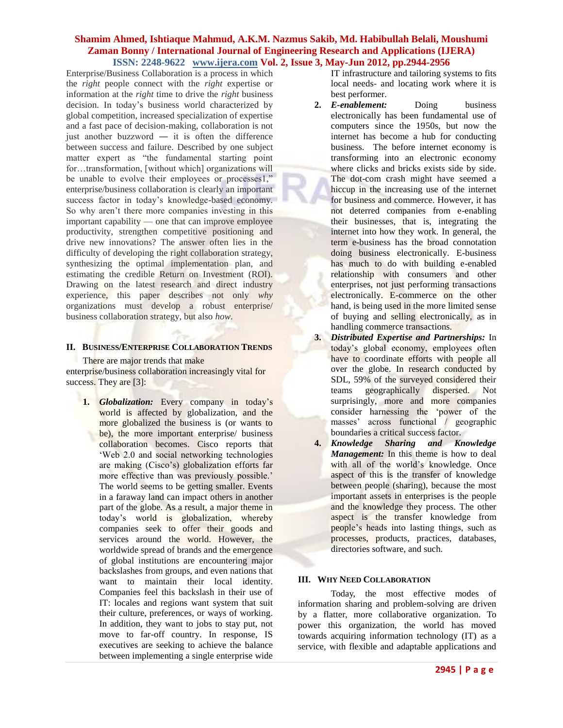Enterprise/Business Collaboration is a process in which the *right* people connect with the *right* expertise or information at the *right* time to drive the *right* business decision. In today's business world characterized by global competition, increased specialization of expertise and a fast pace of decision-making, collaboration is not just another buzzword — it is often the difference between success and failure. Described by one subject matter expert as "the fundamental starting point for…transformation, [without which] organizations will be unable to evolve their employees or processes1," enterprise/business collaboration is clearly an important success factor in today's knowledge-based economy. So why aren't there more companies investing in this important capability — one that can improve employee productivity, strengthen competitive positioning and drive new innovations? The answer often lies in the difficulty of developing the right collaboration strategy, synthesizing the optimal implementation plan, and estimating the credible Return on Investment (ROI). Drawing on the latest research and direct industry experience, this paper describes not only *why* organizations must develop a robust enterprise/ business collaboration strategy, but also *how*.

## II. Business/Enterprise Collaboration Trends

There are major trends that make enterprise/business collaboration increasingly vital for success. They are [3]:

1. ***Globalization:*** Every company in today's world is affected by globalization, and the more globalized the business is (or wants to be), the more important enterprise/ business collaboration becomes. Cisco reports that 'Web 2.0 and social networking technologies are making (Cisco's) globalization efforts far more effective than was previously possible.' The world seems to be getting smaller. Events in a faraway land can impact others in another part of the globe. As a result, a major theme in today's world is globalization, whereby companies seek to offer their goods and services around the world. However, the worldwide spread of brands and the emergence of global institutions are encountering major backslashes from groups, and even nations that want to maintain their local identity. Companies feel this backslash in their use of IT: locales and regions want system that suit their culture, preferences, or ways of working. In addition, they want to jobs to stay put, not move to far-off country. In response, IS executives are seeking to achieve the balance between implementing a single enterprise wide IT infrastructure and tailoring systems to fits local needs- and locating work where it is best performer.
2. ***E-enablement:*** Doing business electronically has been fundamental use of computers since the 1950s, but now the internet has become a hub for conducting business. The before internet economy is transforming into an electronic economy where clicks and bricks exists side by side. The dot-com crash might have seemed a hiccup in the increasing use of the internet for business and commerce. However, it has not deterred companies from e-enabling their businesses, that is, integrating the internet into how they work. In general, the term e-business has the broad connotation doing business electronically. E-business has much to do with building e-enabled relationship with consumers and other enterprises, not just performing transactions electronically. E-commerce on the other hand, is being used in the more limited sense of buying and selling electronically, as in handling commerce transactions.
3. ***Distributed Expertise and Partnerships:*** In today's global economy, employees often have to coordinate efforts with people all over the globe. In research conducted by SDL, 59% of the surveyed considered their teams geographically dispersed. Not surprisingly, more and more companies consider harnessing the 'power of the masses' across functional / geographic boundaries a critical success factor.
4. ***Knowledge Sharing and Knowledge Management:*** In this theme is how to deal with all of the world's knowledge. Once aspect of this is the transfer of knowledge between people (sharing), because the most important assets in enterprises is the people and the knowledge they process. The other aspect is the transfer knowledge from people's heads into lasting things, such as processes, products, practices, databases, directories software, and such.

## III. Why Need Collaboration

Today, the most effective modes of information sharing and problem-solving are driven by a flatter, more collaborative organization. To power this organization, the world has moved towards acquiring information technology (IT) as a service, with flexible and adaptable applications and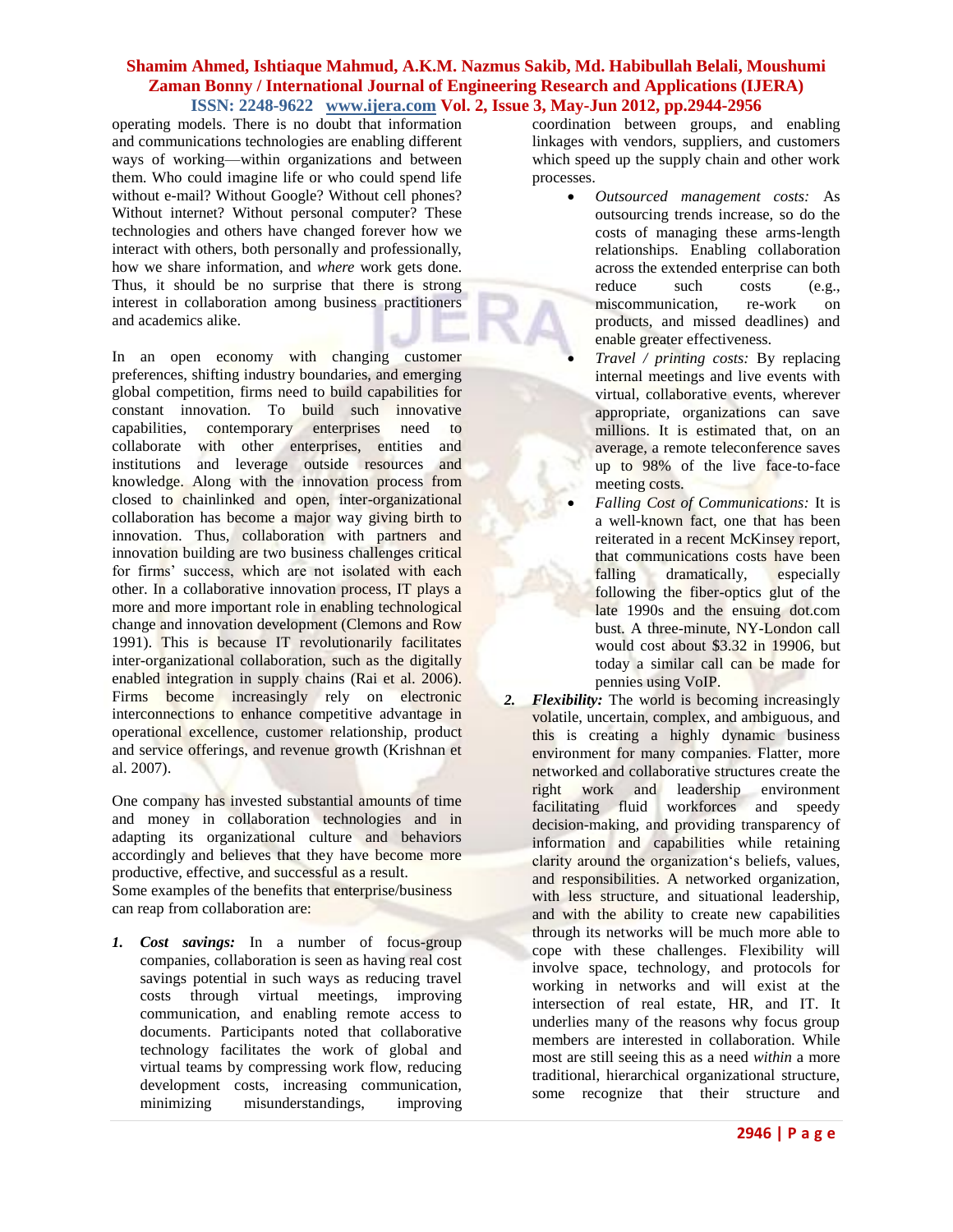operating models. There is no doubt that information and communications technologies are enabling different ways of working—within organizations and between them. Who could imagine life or who could spend life without e-mail? Without Google? Without cell phones? Without internet? Without personal computer? These technologies and others have changed forever how we interact with others, both personally and professionally, how we share information, and *where* work gets done. Thus, it should be no surprise that there is strong interest in collaboration among business practitioners and academics alike.

In an open economy with changing customer preferences, shifting industry boundaries, and emerging global competition, firms need to build capabilities for constant innovation. To build such innovative capabilities, contemporary enterprises need to collaborate with other enterprises, entities and institutions and leverage outside resources and knowledge. Along with the innovation process from closed to chainlinked and open, inter-organizational collaboration has become a major way giving birth to innovation. Thus, collaboration with partners and innovation building are two business challenges critical for firms' success, which are not isolated with each other. In a collaborative innovation process, IT plays a more and more important role in enabling technological change and innovation development (Clemons and Row 1991). This is because IT revolutionarily facilitates inter-organizational collaboration, such as the digitally enabled integration in supply chains (Rai et al. 2006). Firms become increasingly rely on electronic interconnections to enhance competitive advantage in operational excellence, customer relationship, product and service offerings, and revenue growth (Krishnan et al. 2007).

One company has invested substantial amounts of time and money in collaboration technologies and in adapting its organizational culture and behaviors accordingly and believes that they have become more productive, effective, and successful as a result.
Some examples of the benefits that enterprise/business can reap from collaboration are:

1. ***Cost savings:*** In a number of focus-group companies, collaboration is seen as having real cost savings potential in such ways as reducing travel costs through virtual meetings, improving communication, and enabling remote access to documents. Participants noted that collaborative technology facilitates the work of global and virtual teams by compressing work flow, reducing development costs, increasing communication, minimizing misunderstandings, improving coordination between groups, and enabling linkages with vendors, suppliers, and customers which speed up the supply chain and other work processes.
   - *Outsourced management costs:* As outsourcing trends increase, so do the costs of managing these arms-length relationships. Enabling collaboration across the extended enterprise can both reduce such costs (e.g., miscommunication, re-work on products, and missed deadlines) and enable greater effectiveness.
   - *Travel / printing costs:* By replacing internal meetings and live events with virtual, collaborative events, wherever appropriate, organizations can save millions. It is estimated that, on an average, a remote teleconference saves up to 98% of the live face-to-face meeting costs.
   - *Falling Cost of Communications:* It is a well-known fact, one that has been reiterated in a recent McKinsey report, that communications costs have been falling dramatically, especially following the fiber-optics glut of the late 1990s and the ensuing dot.com bust. A three-minute, NY-London call would cost about $3.32 in 19906, but today a similar call can be made for pennies using VoIP.
2. ***Flexibility:*** The world is becoming increasingly volatile, uncertain, complex, and ambiguous, and this is creating a highly dynamic business environment for many companies. Flatter, more networked and collaborative structures create the right work and leadership environment facilitating fluid workforces and speedy decision-making, and providing transparency of information and capabilities while retaining clarity around the organization's beliefs, values, and responsibilities. A networked organization, with less structure, and situational leadership, and with the ability to create new capabilities through its networks will be much more able to cope with these challenges. Flexibility will involve space, technology, and protocols for working in networks and will exist at the intersection of real estate, HR, and IT. It underlies many of the reasons why focus group members are interested in collaboration. While most are still seeing this as a need *within* a more traditional, hierarchical organizational structure, some recognize that their structure and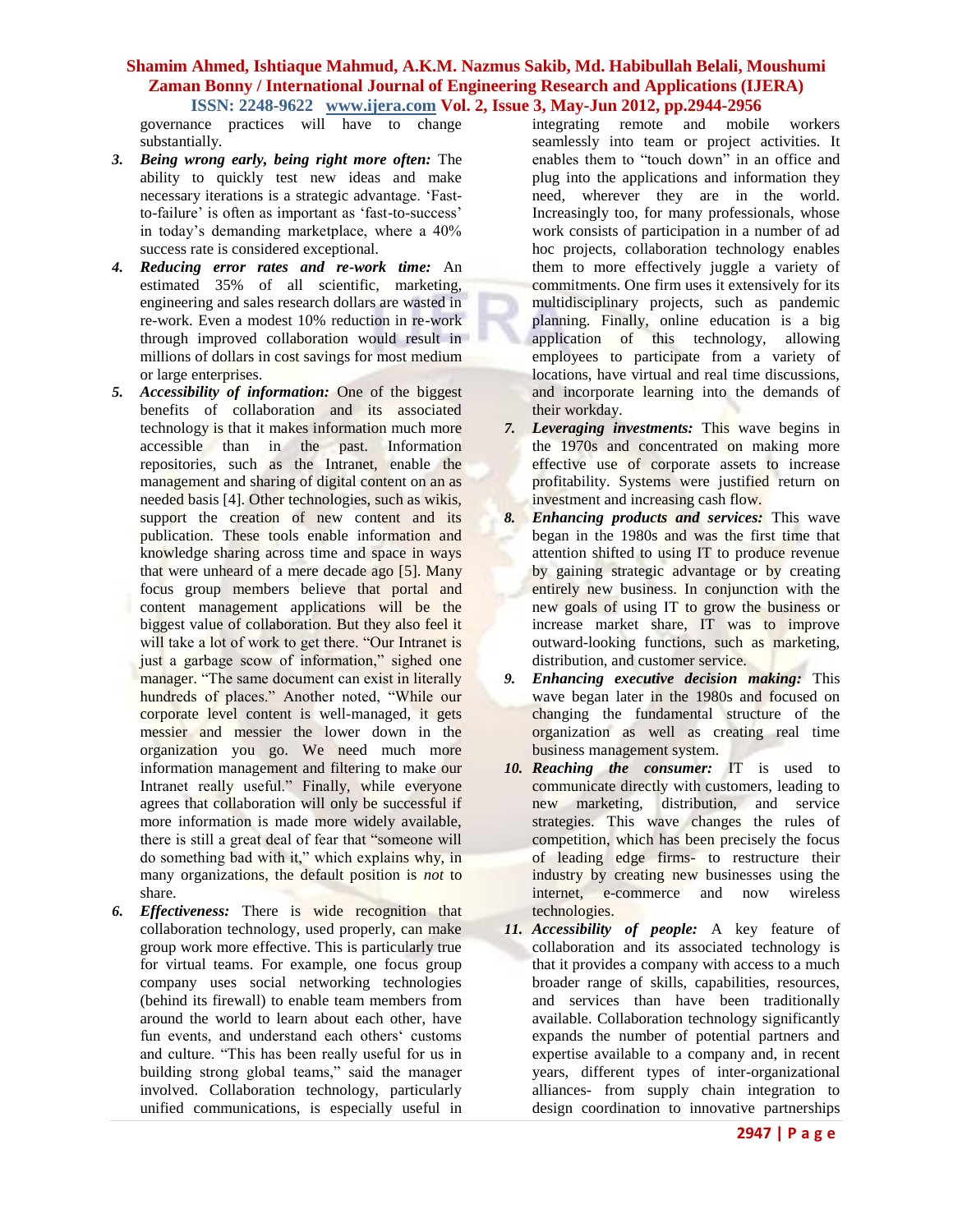governance practices will have to change substantially.

3. ***Being wrong early, being right more often:*** The ability to quickly test new ideas and make necessary iterations is a strategic advantage. 'Fast-to-failure' is often as important as 'fast-to-success' in today's demanding marketplace, where a 40% success rate is considered exceptional.
4. ***Reducing error rates and re-work time:*** An estimated 35% of all scientific, marketing, engineering and sales research dollars are wasted in re-work. Even a modest 10% reduction in re-work through improved collaboration would result in millions of dollars in cost savings for most medium or large enterprises.
5. ***Accessibility of information:*** One of the biggest benefits of collaboration and its associated technology is that it makes information much more accessible than in the past. Information repositories, such as the Intranet, enable the management and sharing of digital content on an as needed basis [4]. Other technologies, such as wikis, support the creation of new content and its publication. These tools enable information and knowledge sharing across time and space in ways that were unheard of a mere decade ago [5]. Many focus group members believe that portal and content management applications will be the biggest value of collaboration. But they also feel it will take a lot of work to get there. "Our Intranet is just a garbage scow of information," sighed one manager. "The same document can exist in literally hundreds of places." Another noted, "While our corporate level content is well-managed, it gets messier and messier the lower down in the organization you go. We need much more information management and filtering to make our Intranet really useful." Finally, while everyone agrees that collaboration will only be successful if more information is made more widely available, there is still a great deal of fear that "someone will do something bad with it," which explains why, in many organizations, the default position is *not* to share.
6. ***Effectiveness:*** There is wide recognition that collaboration technology, used properly, can make group work more effective. This is particularly true for virtual teams. For example, one focus group company uses social networking technologies (behind its firewall) to enable team members from around the world to learn about each other, have fun events, and understand each others' customs and culture. "This has been really useful for us in building strong global teams," said the manager involved. Collaboration technology, particularly unified communications, is especially useful in integrating remote and mobile workers seamlessly into team or project activities. It enables them to "touch down" in an office and plug into the applications and information they need, wherever they are in the world. Increasingly too, for many professionals, whose work consists of participation in a number of ad hoc projects, collaboration technology enables them to more effectively juggle a variety of commitments. One firm uses it extensively for its multidisciplinary projects, such as pandemic planning. Finally, online education is a big application of this technology, allowing employees to participate from a variety of locations, have virtual and real time discussions, and incorporate learning into the demands of their workday.
7. ***Leveraging investments:*** This wave begins in the 1970s and concentrated on making more effective use of corporate assets to increase profitability. Systems were justified return on investment and increasing cash flow.
8. ***Enhancing products and services:*** This wave began in the 1980s and was the first time that attention shifted to using IT to produce revenue by gaining strategic advantage or by creating entirely new business. In conjunction with the new goals of using IT to grow the business or increase market share, IT was to improve outward-looking functions, such as marketing, distribution, and customer service.
9. ***Enhancing executive decision making:*** This wave began later in the 1980s and focused on changing the fundamental structure of the organization as well as creating real time business management system.
10. ***Reaching the consumer:*** IT is used to communicate directly with customers, leading to new marketing, distribution, and service strategies. This wave changes the rules of competition, which has been precisely the focus of leading edge firms- to restructure their industry by creating new businesses using the internet, e-commerce and now wireless technologies.
11. ***Accessibility of people:*** A key feature of collaboration and its associated technology is that it provides a company with access to a much broader range of skills, capabilities, resources, and services than have been traditionally available. Collaboration technology significantly expands the number of potential partners and expertise available to a company and, in recent years, different types of inter-organizational alliances- from supply chain integration to design coordination to innovative partnerships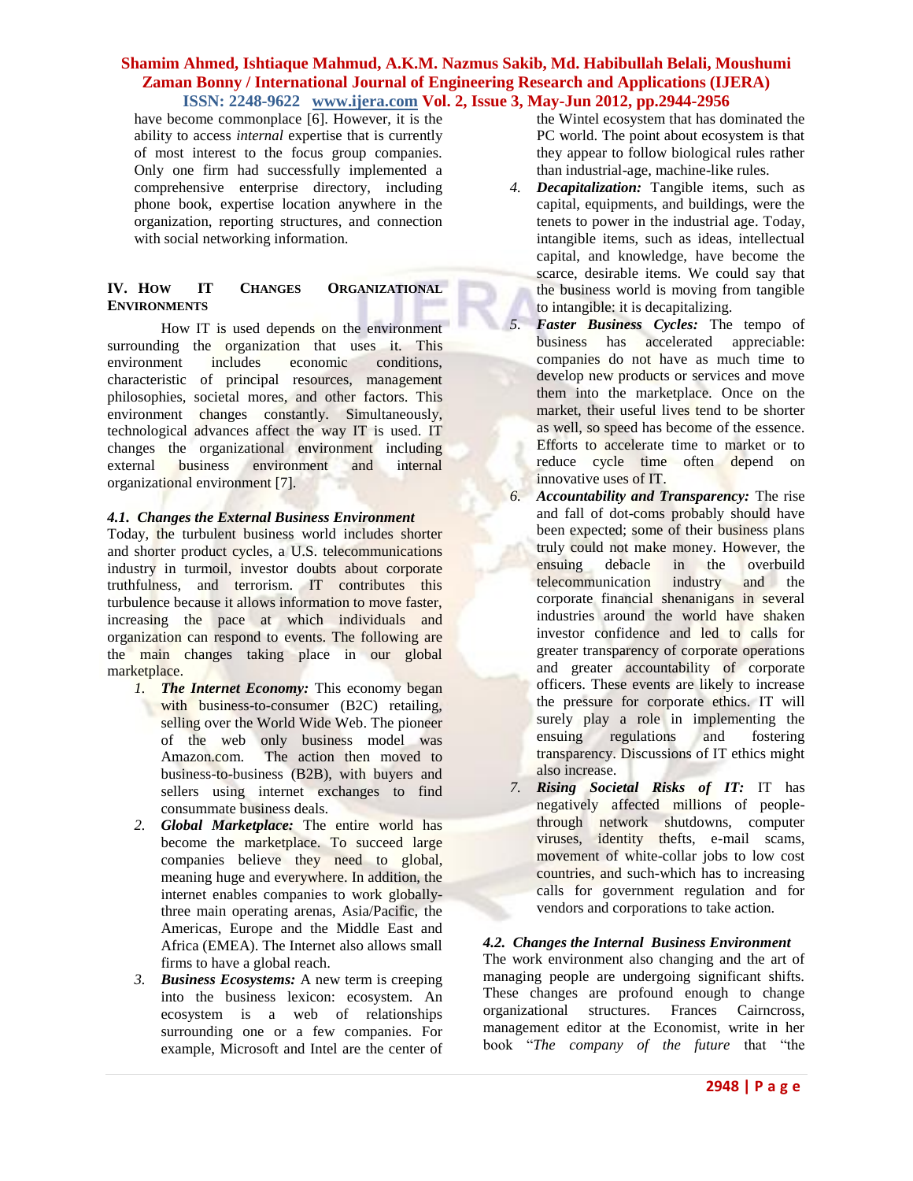have become commonplace [6]. However, it is the ability to access *internal* expertise that is currently of most interest to the focus group companies. Only one firm had successfully implemented a comprehensive enterprise directory, including phone book, expertise location anywhere in the organization, reporting structures, and connection with social networking information.

## IV. How IT Changes Organizational Environments

How IT is used depends on the environment surrounding the organization that uses it. This environment includes economic conditions, characteristic of principal resources, management philosophies, societal mores, and other factors. This environment changes constantly. Simultaneously, technological advances affect the way IT is used. IT changes the organizational environment including external business environment and internal organizational environment [7].

### *4.1. Changes the External Business Environment*

Today, the turbulent business world includes shorter and shorter product cycles, a U.S. telecommunications industry in turmoil, investor doubts about corporate truthfulness, and terrorism. IT contributes this turbulence because it allows information to move faster, increasing the pace at which individuals and organization can respond to events. The following are the main changes taking place in our global marketplace.

1. ***The Internet Economy:*** This economy began with business-to-consumer (B2C) retailing, selling over the World Wide Web. The pioneer of the web only business model was Amazon.com. The action then moved to business-to-business (B2B), with buyers and sellers using internet exchanges to find consummate business deals.
2. ***Global Marketplace:*** The entire world has become the marketplace. To succeed large companies believe they need to global, meaning huge and everywhere. In addition, the internet enables companies to work globally-three main operating arenas, Asia/Pacific, the Americas, Europe and the Middle East and Africa (EMEA). The Internet also allows small firms to have a global reach.
3. ***Business Ecosystems:*** A new term is creeping into the business lexicon: ecosystem. An ecosystem is a web of relationships surrounding one or a few companies. For example, Microsoft and Intel are the center of the Wintel ecosystem that has dominated the PC world. The point about ecosystem is that they appear to follow biological rules rather than industrial-age, machine-like rules.
4. ***Decapitalization:*** Tangible items, such as capital, equipments, and buildings, were the tenets to power in the industrial age. Today, intangible items, such as ideas, intellectual capital, and knowledge, have become the scarce, desirable items. We could say that the business world is moving from tangible to intangible: it is decapitalizing.
5. ***Faster Business Cycles:*** The tempo of business has accelerated appreciable: companies do not have as much time to develop new products or services and move them into the marketplace. Once on the market, their useful lives tend to be shorter as well, so speed has become of the essence. Efforts to accelerate time to market or to reduce cycle time often depend on innovative uses of IT.
6. ***Accountability and Transparency:*** The rise and fall of dot-coms probably should have been expected; some of their business plans truly could not make money. However, the ensuing debacle in the overbuild telecommunication industry and the corporate financial shenanigans in several industries around the world have shaken investor confidence and led to calls for greater transparency of corporate operations and greater accountability of corporate officers. These events are likely to increase the pressure for corporate ethics. IT will surely play a role in implementing the ensuing regulations and fostering transparency. Discussions of IT ethics might also increase.
7. ***Rising Societal Risks of IT:*** IT has negatively affected millions of people-through network shutdowns, computer viruses, identity thefts, e-mail scams, movement of white-collar jobs to low cost countries, and such-which has to increasing calls for government regulation and for vendors and corporations to take action.

### *4.2. Changes the Internal Business Environment*

The work environment also changing and the art of managing people are undergoing significant shifts. These changes are profound enough to change organizational structures. Frances Cairncross, management editor at the Economist, write in her book "*The company of the future* that "the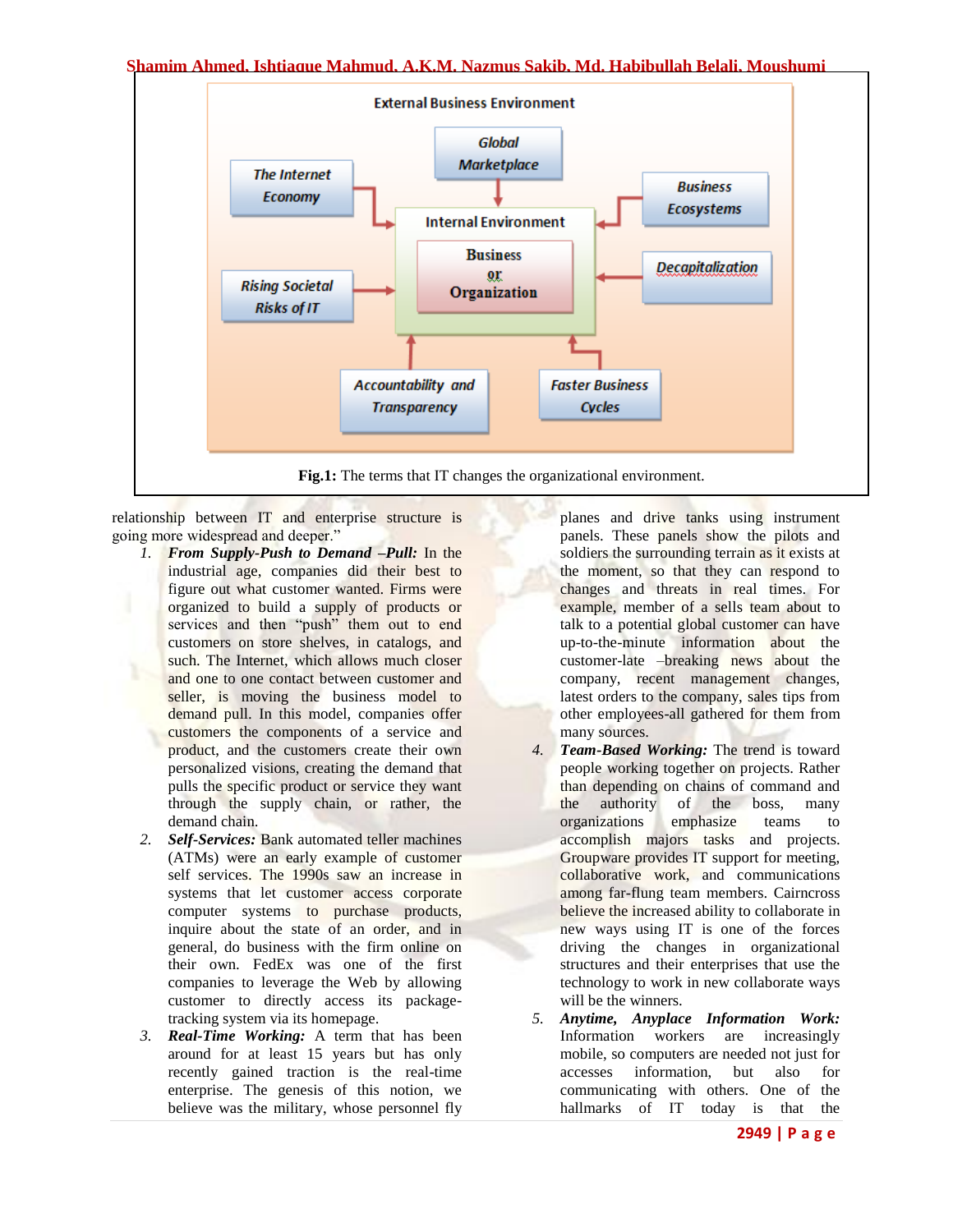Fig.1: The terms that IT changes the organizational environment.

relationship between IT and enterprise structure is going more widespread and deeper."

1. ***From Supply-Push to Demand –Pull:*** In the industrial age, companies did their best to figure out what customer wanted. Firms were organized to build a supply of products or services and then "push" them out to end customers on store shelves, in catalogs, and such. The Internet, which allows much closer and one to one contact between customer and seller, is moving the business model to demand pull. In this model, companies offer customers the components of a service and product, and the customers create their own personalized visions, creating the demand that pulls the specific product or service they want through the supply chain, or rather, the demand chain.
2. ***Self-Services:*** Bank automated teller machines (ATMs) were an early example of customer self services. The 1990s saw an increase in systems that let customer access corporate computer systems to purchase products, inquire about the state of an order, and in general, do business with the firm online on their own. FedEx was one of the first companies to leverage the Web by allowing customer to directly access its package-tracking system via its homepage.
3. ***Real-Time Working:*** A term that has been around for at least 15 years but has only recently gained traction is the real-time enterprise. The genesis of this notion, we believe was the military, whose personnel fly planes and drive tanks using instrument panels. These panels show the pilots and soldiers the surrounding terrain as it exists at the moment, so that they can respond to changes and threats in real times. For example, member of a sells team about to talk to a potential global customer can have up-to-the-minute information about the customer-late –breaking news about the company, recent management changes, latest orders to the company, sales tips from other employees-all gathered for them from many sources.
4. ***Team-Based Working:*** The trend is toward people working together on projects. Rather than depending on chains of command and the authority of the boss, many organizations emphasize teams to accomplish majors tasks and projects. Groupware provides IT support for meeting, collaborative work, and communications among far-flung team members. Cairncross believe the increased ability to collaborate in new ways using IT is one of the forces driving the changes in organizational structures and their enterprises that use the technology to work in new collaborate ways will be the winners.
5. ***Anytime, Anyplace Information Work:*** Information workers are increasingly mobile, so computers are needed not just for accesses information, but also for communicating with others. One of the hallmarks of IT today is that the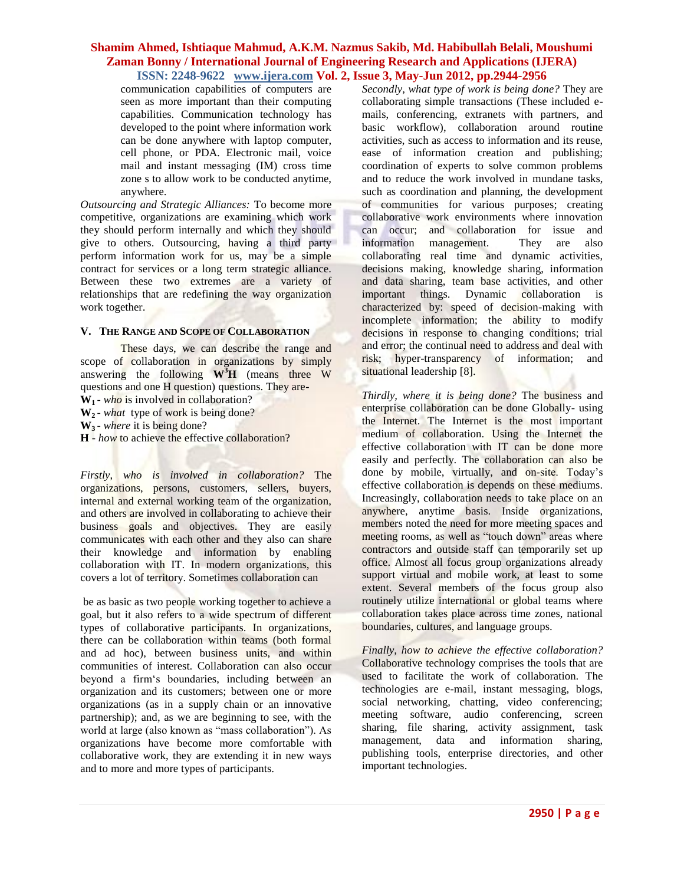communication capabilities of computers are seen as more important than their computing capabilities. Communication technology has developed to the point where information work can be done anywhere with laptop computer, cell phone, or PDA. Electronic mail, voice mail and instant messaging (IM) cross time zone s to allow work to be conducted anytime, anywhere.

*Outsourcing and Strategic Alliances:* To become more competitive, organizations are examining which work they should perform internally and which they should give to others. Outsourcing, having a third party perform information work for us, may be a simple contract for services or a long term strategic alliance. Between these two extremes are a variety of relationships that are redefining the way organization work together.

## V. The Range and Scope of Collaboration

These days, we can describe the range and scope of collaboration in organizations by simply answering the following **$W^3H$** (means three W questions and one H question) questions. They are-

**$W_1$** - *who* is involved in collaboration?
**$W_2$** - *what* type of work is being done?
**$W_3$** - *where* it is being done?
**H** - *how* to achieve the effective collaboration?

*Firstly, who is involved in collaboration?* The organizations, persons, customers, sellers, buyers, internal and external working team of the organization, and others are involved in collaborating to achieve their business goals and objectives. They are easily communicates with each other and they also can share their knowledge and information by enabling collaboration with IT. In modern organizations, this covers a lot of territory. Sometimes collaboration can be as basic as two people working together to achieve a goal, but it also refers to a wide spectrum of different types of collaborative participants. In organizations, there can be collaboration within teams (both formal and ad hoc), between business units, and within communities of interest. Collaboration can also occur beyond a firm's boundaries, including between an organization and its customers; between one or more organizations (as in a supply chain or an innovative partnership); and, as we are beginning to see, with the world at large (also known as "mass collaboration"). As organizations have become more comfortable with collaborative work, they are extending it in new ways and to more and more types of participants.

*Secondly, what type of work is being done?* They are collaborating simple transactions (These included e-mails, conferencing, extranets with partners, and basic workflow), collaboration around routine activities, such as access to information and its reuse, ease of information creation and publishing; coordination of experts to solve common problems and to reduce the work involved in mundane tasks, such as coordination and planning, the development of communities for various purposes; creating collaborative work environments where innovation can occur; and collaboration for issue and information management. They are also collaborating real time and dynamic activities, decisions making, knowledge sharing, information and data sharing, team base activities, and other important things. Dynamic collaboration is characterized by: speed of decision-making with incomplete information; the ability to modify decisions in response to changing conditions; trial and error; the continual need to address and deal with risk; hyper-transparency of information; and situational leadership [8].

*Thirdly, where it is being done?* The business and enterprise collaboration can be done Globally- using the Internet. The Internet is the most important medium of collaboration. Using the Internet the effective collaboration with IT can be done more easily and perfectly. The collaboration can also be done by mobile, virtually, and on-site. Today's effective collaboration is depends on these mediums. Increasingly, collaboration needs to take place on an anywhere, anytime basis. Inside organizations, members noted the need for more meeting spaces and meeting rooms, as well as "touch down" areas where contractors and outside staff can temporarily set up office. Almost all focus group organizations already support virtual and mobile work, at least to some extent. Several members of the focus group also routinely utilize international or global teams where collaboration takes place across time zones, national boundaries, cultures, and language groups.

*Finally, how to achieve the effective collaboration?* Collaborative technology comprises the tools that are used to facilitate the work of collaboration. The technologies are e-mail, instant messaging, blogs, social networking, chatting, video conferencing; meeting software, audio conferencing, screen sharing, file sharing, activity assignment, task management, data and information sharing, publishing tools, enterprise directories, and other important technologies.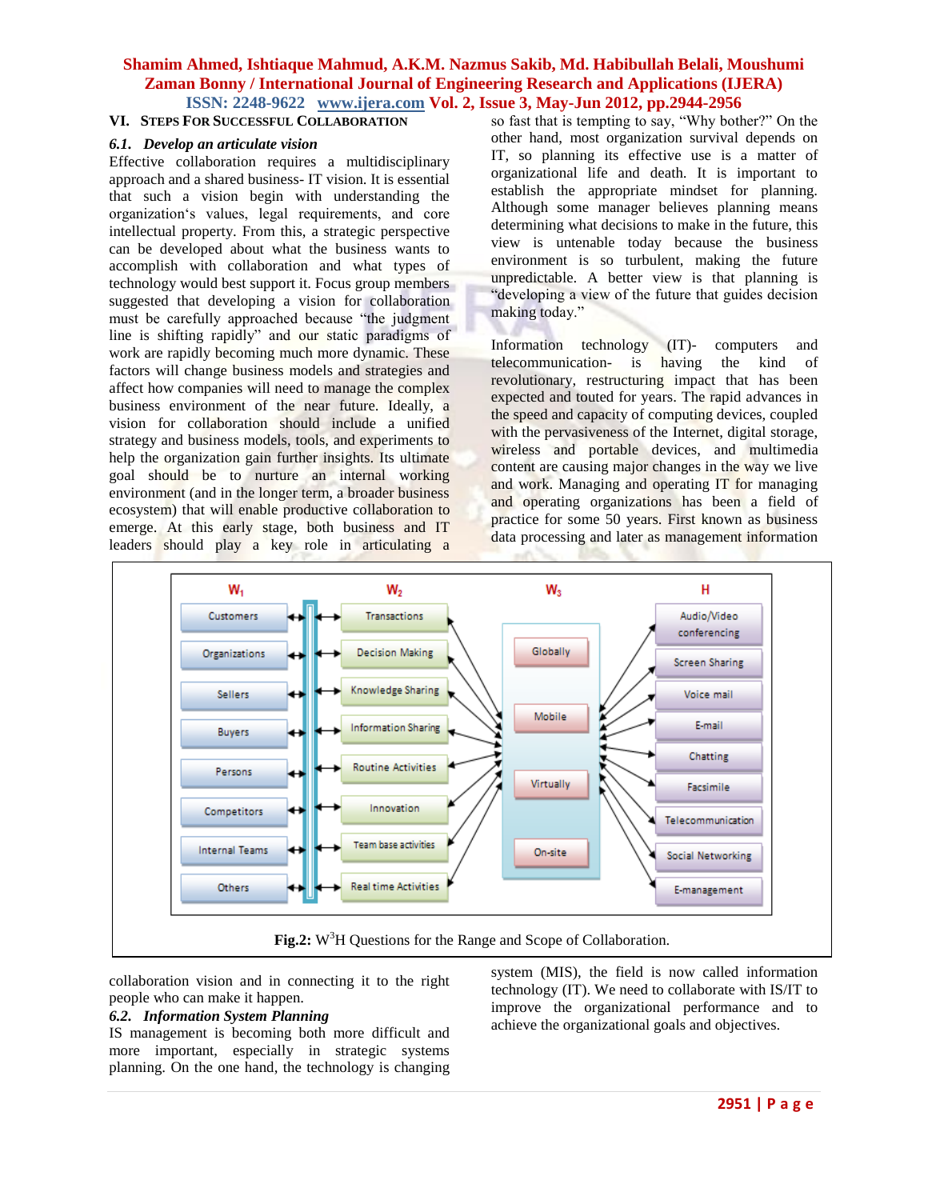## VI. Steps For Successful Collaboration

### *6.1. Develop an articulate vision*

Effective collaboration requires a multidisciplinary approach and a shared business- IT vision. It is essential that such a vision begin with understanding the organization's values, legal requirements, and core intellectual property. From this, a strategic perspective can be developed about what the business wants to accomplish with collaboration and what types of technology would best support it. Focus group members suggested that developing a vision for collaboration must be carefully approached because "the judgment line is shifting rapidly" and our static paradigms of work are rapidly becoming much more dynamic. These factors will change business models and strategies and affect how companies will need to manage the complex business environment of the near future. Ideally, a vision for collaboration should include a unified strategy and business models, tools, and experiments to help the organization gain further insights. Its ultimate goal should be to nurture an internal working environment (and in the longer term, a broader business ecosystem) that will enable productive collaboration to emerge. At this early stage, both business and IT leaders should play a key role in articulating a collaboration vision and in connecting it to the right people who can make it happen.

**Fig.2:** W$^3$H Questions for the Range and Scope of Collaboration.

### *6.2. Information System Planning*

IS management is becoming both more difficult and more important, especially in strategic systems planning. On the one hand, the technology is changing so fast that is tempting to say, "Why bother?" On the other hand, most organization survival depends on IT, so planning its effective use is a matter of organizational life and death. It is important to establish the appropriate mindset for planning. Although some manager believes planning means determining what decisions to make in the future, this view is untenable today because the business environment is so turbulent, making the future unpredictable. A better view is that planning is "developing a view of the future that guides decision making today."

Information technology (IT)- computers and telecommunication- is having the kind of revolutionary, restructuring impact that has been expected and touted for years. The rapid advances in the speed and capacity of computing devices, coupled with the pervasiveness of the Internet, digital storage, wireless and portable devices, and multimedia content are causing major changes in the way we live and work. Managing and operating IT for managing and operating organizations has been a field of practice for some 50 years. First known as business data processing and later as management information system (MIS), the field is now called information technology (IT). We need to collaborate with IS/IT to improve the organizational performance and to achieve the organizational goals and objectives.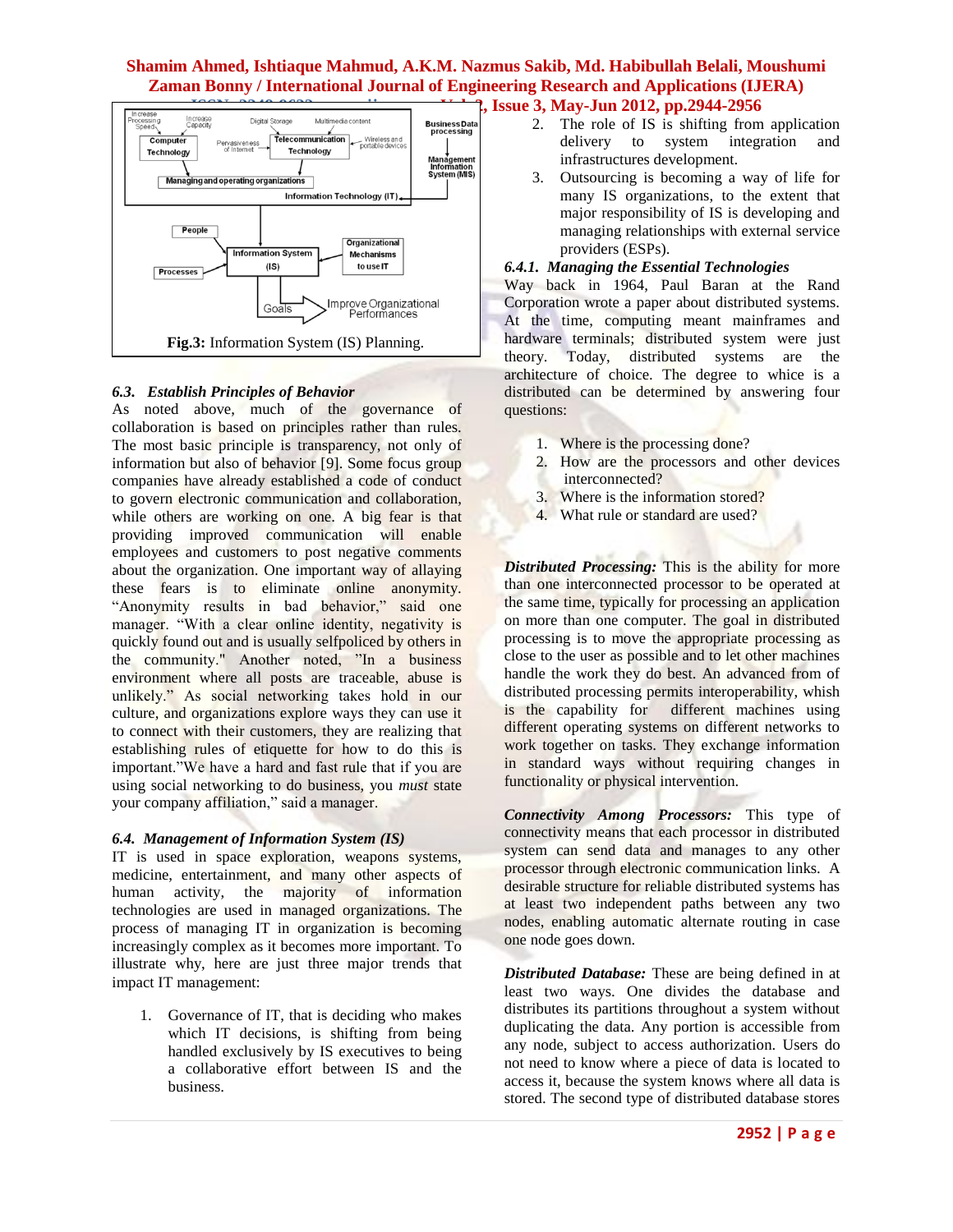Fig.3: Information System (IS) Planning.

### 6.3. Establish Principles of Behavior

As noted above, much of the governance of collaboration is based on principles rather than rules. The most basic principle is transparency, not only of information but also of behavior [9]. Some focus group companies have already established a code of conduct to govern electronic communication and collaboration, while others are working on one. A big fear is that providing improved communication will enable employees and customers to post negative comments about the organization. One important way of allaying these fears is to eliminate online anonymity. "Anonymity results in bad behavior," said one manager. "With a clear online identity, negativity is quickly found out and is usually selfpoliced by others in the community." Another noted, "In a business environment where all posts are traceable, abuse is unlikely." As social networking takes hold in our culture, and organizations explore ways they can use it to connect with their customers, they are realizing that establishing rules of etiquette for how to do this is important."We have a hard and fast rule that if you are using social networking to do business, you *must* state your company affiliation," said a manager.

### 6.4. Management of Information System (IS)

IT is used in space exploration, weapons systems, medicine, entertainment, and many other aspects of human activity, the majority of information technologies are used in managed organizations. The process of managing IT in organization is becoming increasingly complex as it becomes more important. To illustrate why, here are just three major trends that impact IT management:

1. Governance of IT, that is deciding who makes which IT decisions, is shifting from being handled exclusively by IS executives to being a collaborative effort between IS and the business.
2. The role of IS is shifting from application delivery to system integration and infrastructures development.
3. Outsourcing is becoming a way of life for many IS organizations, to the extent that major responsibility of IS is developing and managing relationships with external service providers (ESPs).

#### 6.4.1. Managing the Essential Technologies

Way back in 1964, Paul Baran at the Rand Corporation wrote a paper about distributed systems. At the time, computing meant mainframes and hardware terminals; distributed system were just theory. Today, distributed systems are the architecture of choice. The degree to whice is a distributed can be determined by answering four questions:

1. Where is the processing done?
2. How are the processors and other devices interconnected?
3. Where is the information stored?
4. What rule or standard are used?

***Distributed Processing:*** This is the ability for more than one interconnected processor to be operated at the same time, typically for processing an application on more than one computer. The goal in distributed processing is to move the appropriate processing as close to the user as possible and to let other machines handle the work they do best. An advanced from of distributed processing permits interoperability, whish is the capability for different machines using different operating systems on different networks to work together on tasks. They exchange information in standard ways without requiring changes in functionality or physical intervention.

***Connectivity Among Processors:*** This type of connectivity means that each processor in distributed system can send data and manages to any other processor through electronic communication links. A desirable structure for reliable distributed systems has at least two independent paths between any two nodes, enabling automatic alternate routing in case one node goes down.

***Distributed Database:*** These are being defined in at least two ways. One divides the database and distributes its partitions throughout a system without duplicating the data. Any portion is accessible from any node, subject to access authorization. Users do not need to know where a piece of data is located to access it, because the system knows where all data is stored. The second type of distributed database stores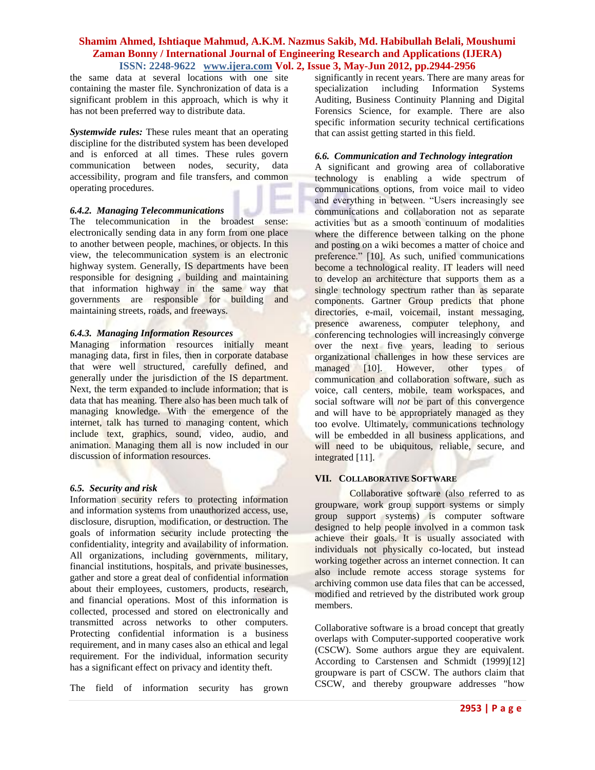the same data at several locations with one site containing the master file. Synchronization of data is a significant problem in this approach, which is why it has not been preferred way to distribute data.

***Systemwide rules:*** These rules meant that an operating discipline for the distributed system has been developed and is enforced at all times. These rules govern communication between nodes, security, data accessibility, program and file transfers, and common operating procedures.

#### *6.4.2. Managing Telecommunications*

The telecommunication in the broadest sense: electronically sending data in any form from one place to another between people, machines, or objects. In this view, the telecommunication system is an electronic highway system. Generally, IS departments have been responsible for designing , building and maintaining that information highway in the same way that governments are responsible for building and maintaining streets, roads, and freeways.

#### *6.4.3. Managing Information Resources*

Managing information resources initially meant managing data, first in files, then in corporate database that were well structured, carefully defined, and generally under the jurisdiction of the IS department. Next, the term expanded to include information; that is data that has meaning. There also has been much talk of managing knowledge. With the emergence of the internet, talk has turned to managing content, which include text, graphics, sound, video, audio, and animation. Managing them all is now included in our discussion of information resources.

### *6.5. Security and risk*

Information security refers to protecting information and information systems from unauthorized access, use, disclosure, disruption, modification, or destruction. The goals of information security include protecting the confidentiality, integrity and availability of information. All organizations, including governments, military, financial institutions, hospitals, and private businesses, gather and store a great deal of confidential information about their employees, customers, products, research, and financial operations. Most of this information is collected, processed and stored on electronically and transmitted across networks to other computers. Protecting confidential information is a business requirement, and in many cases also an ethical and legal requirement. For the individual, information security has a significant effect on privacy and identity theft.

The field of information security has grown significantly in recent years. There are many areas for specialization including Information Systems Auditing, Business Continuity Planning and Digital Forensics Science, for example. There are also specific information security technical certifications that can assist getting started in this field.

### *6.6. Communication and Technology integration*

A significant and growing area of collaborative technology is enabling a wide spectrum of communications options, from voice mail to video and everything in between. "Users increasingly see communications and collaboration not as separate activities but as a smooth continuum of modalities where the difference between talking on the phone and posting on a wiki becomes a matter of choice and preference." [10]. As such, unified communications become a technological reality. IT leaders will need to develop an architecture that supports them as a single technology spectrum rather than as separate components. Gartner Group predicts that phone directories, e-mail, voicemail, instant messaging, presence awareness, computer telephony, and conferencing technologies will increasingly converge over the next five years, leading to serious organizational challenges in how these services are managed [10]. However, other types of communication and collaboration software, such as voice, call centers, mobile, team workspaces, and social software will *not* be part of this convergence and will have to be appropriately managed as they too evolve. Ultimately, communications technology will be embedded in all business applications, and will need to be ubiquitous, reliable, secure, and integrated [11].

## VII. Collaborative Software

Collaborative software (also referred to as groupware, work group support systems or simply group support systems) is computer software designed to help people involved in a common task achieve their goals. It is usually associated with individuals not physically co-located, but instead working together across an internet connection. It can also include remote access storage systems for archiving common use data files that can be accessed, modified and retrieved by the distributed work group members.

Collaborative software is a broad concept that greatly overlaps with Computer-supported cooperative work (CSCW). Some authors argue they are equivalent. According to Carstensen and Schmidt (1999)[12] groupware is part of CSCW. The authors claim that CSCW, and thereby groupware addresses "how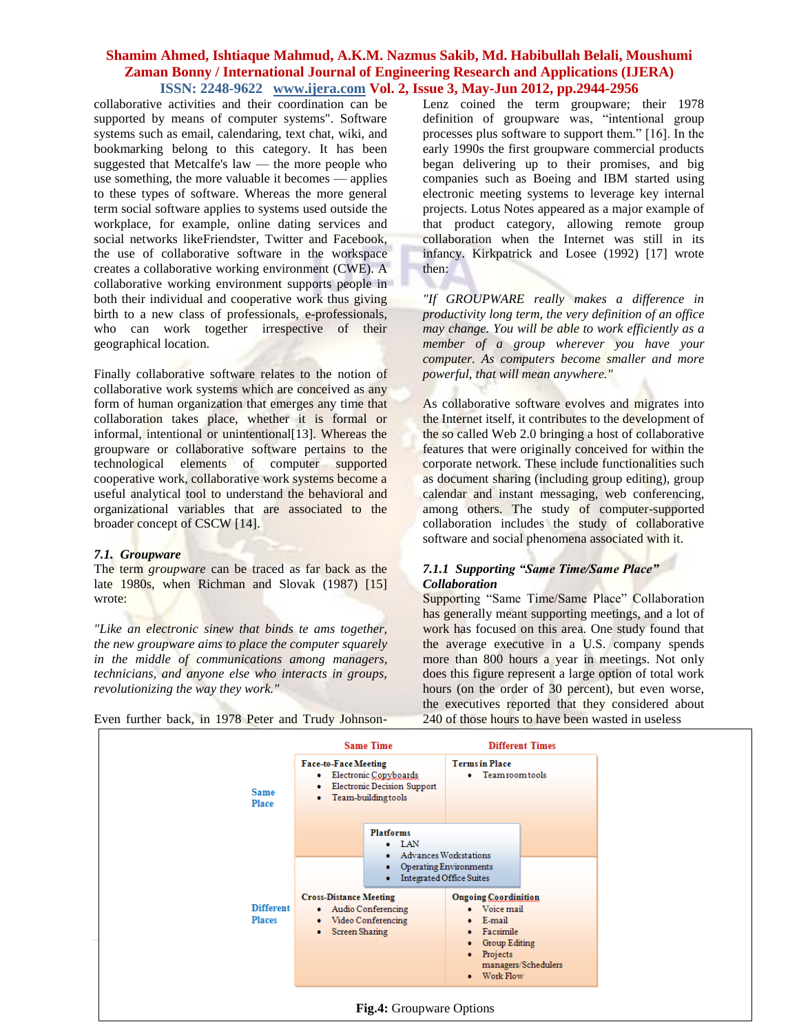collaborative activities and their coordination can be supported by means of computer systems". Software systems such as email, calendaring, text chat, wiki, and bookmarking belong to this category. It has been suggested that Metcalfe's law — the more people who use something, the more valuable it becomes — applies to these types of software. Whereas the more general term social software applies to systems used outside the workplace, for example, online dating services and social networks likeFriendster, Twitter and Facebook, the use of collaborative software in the workspace creates a collaborative working environment (CWE). A collaborative working environment supports people in both their individual and cooperative work thus giving birth to a new class of professionals, e-professionals, who can work together irrespective of their geographical location.

Finally collaborative software relates to the notion of collaborative work systems which are conceived as any form of human organization that emerges any time that collaboration takes place, whether it is formal or informal, intentional or unintentional[13]. Whereas the groupware or collaborative software pertains to the technological elements of computer supported cooperative work, collaborative work systems become a useful analytical tool to understand the behavioral and organizational variables that are associated to the broader concept of CSCW [14].

### 7.1. Groupware

The term *groupware* can be traced as far back as the late 1980s, when Richman and Slovak (1987) [15] wrote:

*"Like an electronic sinew that binds te ams together, the new groupware aims to place the computer squarely in the middle of communications among managers, technicians, and anyone else who interacts in groups, revolutionizing the way they work."*

Even further back, in 1978 Peter and Trudy Johnson-Lenz coined the term groupware; their 1978 definition of groupware was, "intentional group processes plus software to support them." [16]. In the early 1990s the first groupware commercial products began delivering up to their promises, and big companies such as Boeing and IBM started using electronic meeting systems to leverage key internal projects. Lotus Notes appeared as a major example of that product category, allowing remote group collaboration when the Internet was still in its infancy. Kirkpatrick and Losee (1992) [17] wrote then:

*"If GROUPWARE really makes a difference in productivity long term, the very definition of an office may change. You will be able to work efficiently as a member of a group wherever you have your computer. As computers become smaller and more powerful, that will mean anywhere."*

As collaborative software evolves and migrates into the Internet itself, it contributes to the development of the so called Web 2.0 bringing a host of collaborative features that were originally conceived for within the corporate network. These include functionalities such as document sharing (including group editing), group calendar and instant messaging, web conferencing, among others. The study of computer-supported collaboration includes the study of collaborative software and social phenomena associated with it.

#### 7.1.1 Supporting "Same Time/Same Place" Collaboration

Supporting "Same Time/Same Place" Collaboration has generally meant supporting meetings, and a lot of work has focused on this area. One study found that the average executive in a U.S. company spends more than 800 hours a year in meetings. Not only does this figure represent a large option of total work hours (on the order of 30 percent), but even worse, the executives reported that they considered about 240 of those hours to have been wasted in useless

| | Same Time | Different Times |
|---|---|---|
| Same Place | **Face-to-Face Meeting**<br>• Electronic Copyboards<br>• Electronic Decision Support<br>• Team-building tools | **Terms in Place**<br>• Teamroom tools |
| Different Places | **Cross-Distance Meeting**<br>• Audio Conferencing<br>• Video Conferencing<br>• Screen Sharing | **Ongoing Coordinition**<br>• Voice mail<br>• E-mail<br>• Facsimile<br>• Group Editing<br>• Projects managers/Schedulers<br>• Work Flow |

**Platforms**
- LAN
- Advances Workstations
- Operating Environments
- Integrated Office Suites

**Fig.4:** Groupware Options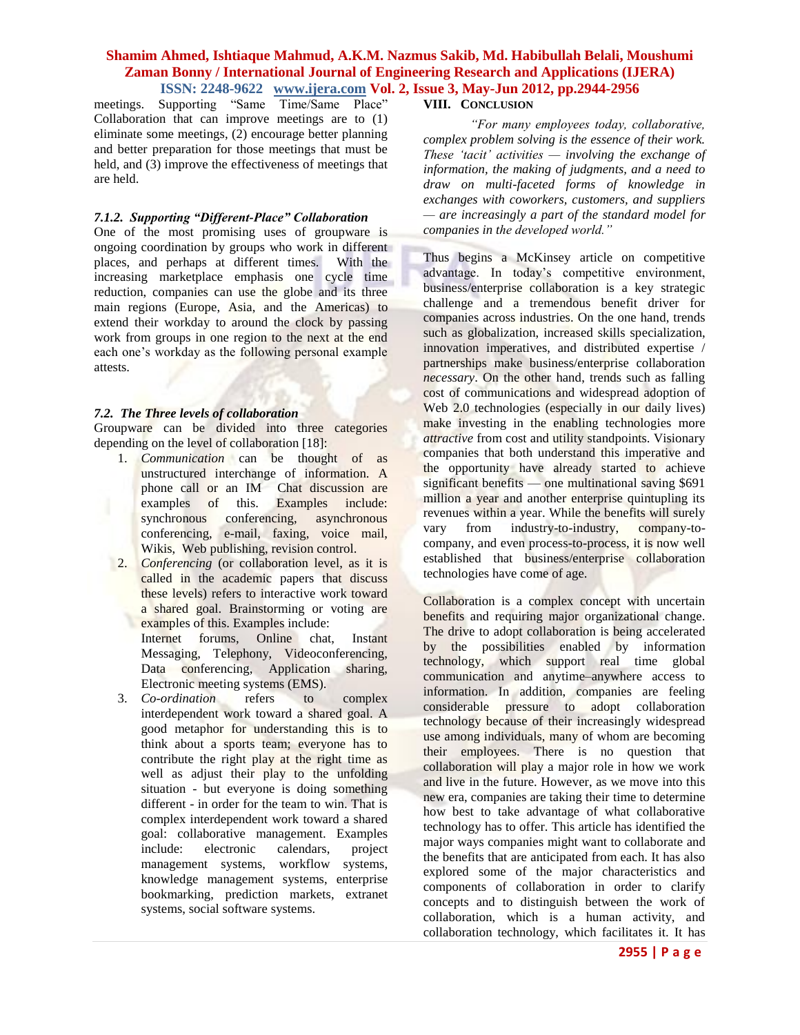meetings. Supporting "Same Time/Same Place" Collaboration that can improve meetings are to (1) eliminate some meetings, (2) encourage better planning and better preparation for those meetings that must be held, and (3) improve the effectiveness of meetings that are held.

#### *7.1.2. Supporting "Different-Place" Collaboration*

One of the most promising uses of groupware is ongoing coordination by groups who work in different places, and perhaps at different times. With the increasing marketplace emphasis one cycle time reduction, companies can use the globe and its three main regions (Europe, Asia, and the Americas) to extend their workday to around the clock by passing work from groups in one region to the next at the end each one's workday as the following personal example attests.

### *7.2. The Three levels of collaboration*

Groupware can be divided into three categories depending on the level of collaboration [18]:

1. *Communication* can be thought of as unstructured interchange of information. A phone call or an IM Chat discussion are examples of this. Examples include: synchronous conferencing, asynchronous conferencing, e-mail, faxing, voice mail, Wikis, Web publishing, revision control.
2. *Conferencing* (or collaboration level, as it is called in the academic papers that discuss these levels) refers to interactive work toward a shared goal. Brainstorming or voting are examples of this. Examples include:
   Internet forums, Online chat, Instant Messaging, Telephony, Videoconferencing, Data conferencing, Application sharing, Electronic meeting systems (EMS).
3. *Co-ordination* refers to complex interdependent work toward a shared goal. A good metaphor for understanding this is to think about a sports team; everyone has to contribute the right play at the right time as well as adjust their play to the unfolding situation - but everyone is doing something different - in order for the team to win. That is complex interdependent work toward a shared goal: collaborative management. Examples include: electronic calendars, project management systems, workflow systems, knowledge management systems, enterprise bookmarking, prediction markets, extranet systems, social software systems.

## VIII. Conclusion

*"For many employees today, collaborative, complex problem solving is the essence of their work. These 'tacit' activities — involving the exchange of information, the making of judgments, and a need to draw on multi-faceted forms of knowledge in exchanges with coworkers, customers, and suppliers — are increasingly a part of the standard model for companies in the developed world."*

Thus begins a McKinsey article on competitive advantage. In today's competitive environment, business/enterprise collaboration is a key strategic challenge and a tremendous benefit driver for companies across industries. On the one hand, trends such as globalization, increased skills specialization, innovation imperatives, and distributed expertise / partnerships make business/enterprise collaboration *necessary*. On the other hand, trends such as falling cost of communications and widespread adoption of Web 2.0 technologies (especially in our daily lives) make investing in the enabling technologies more *attractive* from cost and utility standpoints. Visionary companies that both understand this imperative and the opportunity have already started to achieve significant benefits — one multinational saving $691 million a year and another enterprise quintupling its revenues within a year. While the benefits will surely vary from industry-to-industry, company-to-company, and even process-to-process, it is now well established that business/enterprise collaboration technologies have come of age.

Collaboration is a complex concept with uncertain benefits and requiring major organizational change. The drive to adopt collaboration is being accelerated by the possibilities enabled by information technology, which support real time global communication and anytime–anywhere access to information. In addition, companies are feeling considerable pressure to adopt collaboration technology because of their increasingly widespread use among individuals, many of whom are becoming their employees. There is no question that collaboration will play a major role in how we work and live in the future. However, as we move into this new era, companies are taking their time to determine how best to take advantage of what collaborative technology has to offer. This article has identified the major ways companies might want to collaborate and the benefits that are anticipated from each. It has also explored some of the major characteristics and components of collaboration in order to clarify concepts and to distinguish between the work of collaboration, which is a human activity, and collaboration technology, which facilitates it. It has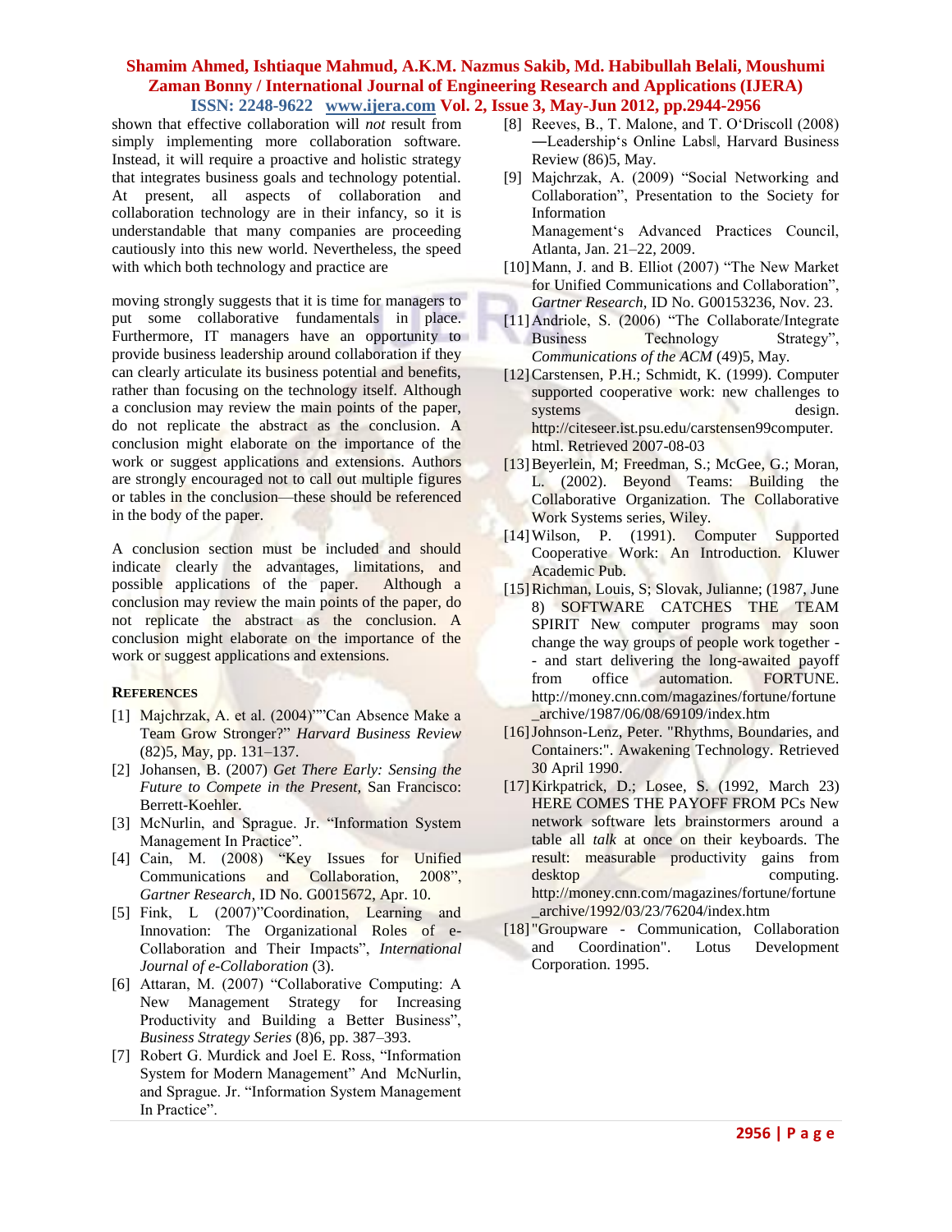shown that effective collaboration will *not* result from simply implementing more collaboration software. Instead, it will require a proactive and holistic strategy that integrates business goals and technology potential. At present, all aspects of collaboration and collaboration technology are in their infancy, so it is understandable that many companies are proceeding cautiously into this new world. Nevertheless, the speed with which both technology and practice are

moving strongly suggests that it is time for managers to put some collaborative fundamentals in place. Furthermore, IT managers have an opportunity to provide business leadership around collaboration if they can clearly articulate its business potential and benefits, rather than focusing on the technology itself. Although a conclusion may review the main points of the paper, do not replicate the abstract as the conclusion. A conclusion might elaborate on the importance of the work or suggest applications and extensions. Authors are strongly encouraged not to call out multiple figures or tables in the conclusion—these should be referenced in the body of the paper.

A conclusion section must be included and should indicate clearly the advantages, limitations, and possible applications of the paper. Although a conclusion may review the main points of the paper, do not replicate the abstract as the conclusion. A conclusion might elaborate on the importance of the work or suggest applications and extensions.

## REFERENCES

[1] Majchrzak, A. et al. (2004)""Can Absence Make a Team Grow Stronger?" *Harvard Business Review* (82)5, May, pp. 131–137.

[2] Johansen, B. (2007) *Get There Early: Sensing the Future to Compete in the Present*, San Francisco: Berrett-Koehler.

[3] McNurlin, and Sprague. Jr. "Information System Management In Practice".

[4] Cain, M. (2008) "Key Issues for Unified Communications and Collaboration, 2008", *Gartner Research*, ID No. G0015672, Apr. 10.

[5] Fink, L (2007)"Coordination, Learning and Innovation: The Organizational Roles of e-Collaboration and Their Impacts", *International Journal of e-Collaboration* (3).

[6] Attaran, M. (2007) "Collaborative Computing: A New Management Strategy for Increasing Productivity and Building a Better Business", *Business Strategy Series* (8)6, pp. 387–393.

[7] Robert G. Murdick and Joel E. Ross, "Information System for Modern Management" And McNurlin, and Sprague. Jr. "Information System Management In Practice".

[8] Reeves, B., T. Malone, and T. O'Driscoll (2008) ―Leadership's Online Labs‖, Harvard Business Review (86)5, May.

[9] Majchrzak, A. (2009) "Social Networking and Collaboration", Presentation to the Society for Information Management's Advanced Practices Council, Atlanta, Jan. 21–22, 2009.

[10] Mann, J. and B. Elliot (2007) "The New Market for Unified Communications and Collaboration", *Gartner Research*, ID No. G00153236, Nov. 23.

[11] Andriole, S. (2006) "The Collaborate/Integrate Business Technology Strategy", *Communications of the ACM* (49)5, May.

[12] Carstensen, P.H.; Schmidt, K. (1999). Computer supported cooperative work: new challenges to systems design. http://citeseer.ist.psu.edu/carstensen99computer.html. Retrieved 2007-08-03

[13] Beyerlein, M; Freedman, S.; McGee, G.; Moran, L. (2002). Beyond Teams: Building the Collaborative Organization. The Collaborative Work Systems series, Wiley.

[14] Wilson, P. (1991). Computer Supported Cooperative Work: An Introduction. Kluwer Academic Pub.

[15] Richman, Louis, S; Slovak, Julianne; (1987, June 8) SOFTWARE CATCHES THE TEAM SPIRIT New computer programs may soon change the way groups of people work together -- and start delivering the long-awaited payoff from office automation. FORTUNE. http://money.cnn.com/magazines/fortune/fortune_archive/1987/06/08/69109/index.htm

[16] Johnson-Lenz, Peter. "Rhythms, Boundaries, and Containers:". Awakening Technology. Retrieved 30 April 1990.

[17] Kirkpatrick, D.; Losee, S. (1992, March 23) HERE COMES THE PAYOFF FROM PCs New network software lets brainstormers around a table all *talk* at once on their keyboards. The result: measurable productivity gains from desktop computing. http://money.cnn.com/magazines/fortune/fortune_archive/1992/03/23/76204/index.htm

[18] "Groupware - Communication, Collaboration and Coordination". Lotus Development Corporation. 1995.